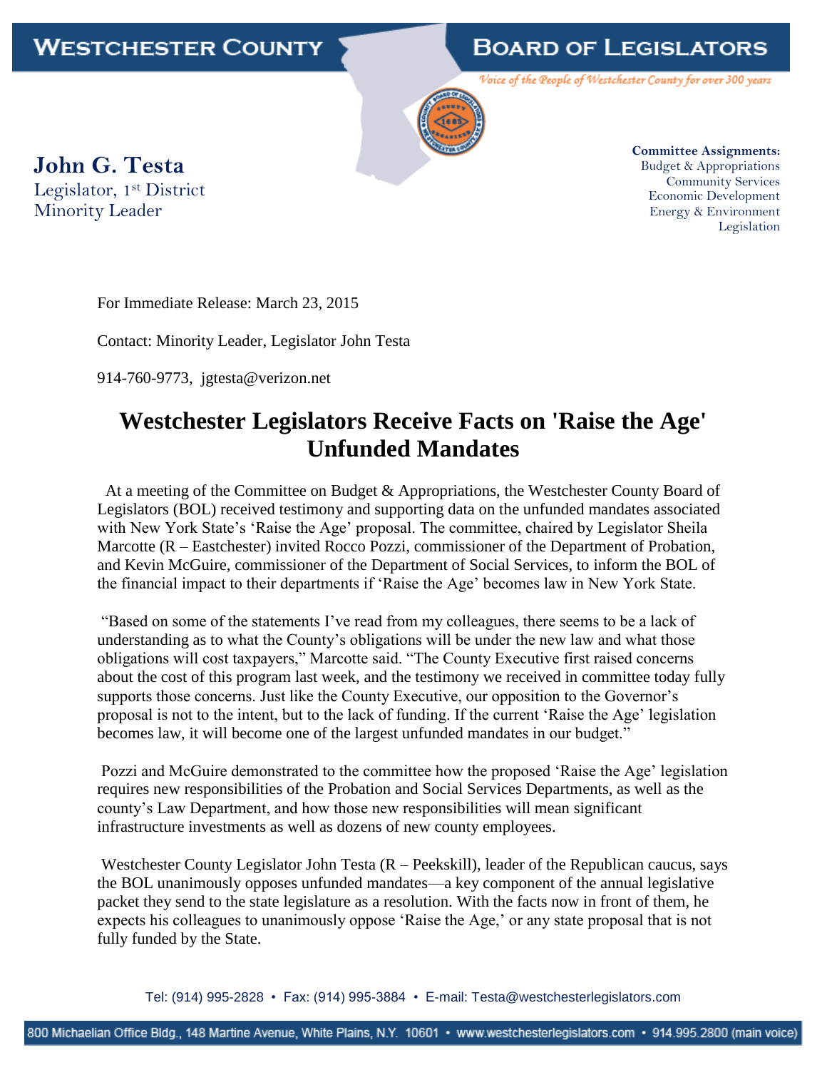WESTCHESTER COUNTY — BOARD OF LEGISLATORS

*Voice of the People of Westchester County for over 300 years*

**John G. Testa**
Legislator, 1st District
Minority Leader

**Committee Assignments:**
Budget & Appropriations
Community Services
Economic Development
Energy & Environment
Legislation

For Immediate Release: March 23, 2015

Contact: Minority Leader, Legislator John Testa

914-760-9773, jgtesta@verizon.net

# Westchester Legislators Receive Facts on 'Raise the Age' Unfunded Mandates

At a meeting of the Committee on Budget & Appropriations, the Westchester County Board of Legislators (BOL) received testimony and supporting data on the unfunded mandates associated with New York State's 'Raise the Age' proposal. The committee, chaired by Legislator Sheila Marcotte (R – Eastchester) invited Rocco Pozzi, commissioner of the Department of Probation, and Kevin McGuire, commissioner of the Department of Social Services, to inform the BOL of the financial impact to their departments if 'Raise the Age' becomes law in New York State.

"Based on some of the statements I've read from my colleagues, there seems to be a lack of understanding as to what the County's obligations will be under the new law and what those obligations will cost taxpayers," Marcotte said. "The County Executive first raised concerns about the cost of this program last week, and the testimony we received in committee today fully supports those concerns. Just like the County Executive, our opposition to the Governor's proposal is not to the intent, but to the lack of funding. If the current 'Raise the Age' legislation becomes law, it will become one of the largest unfunded mandates in our budget."

Pozzi and McGuire demonstrated to the committee how the proposed 'Raise the Age' legislation requires new responsibilities of the Probation and Social Services Departments, as well as the county's Law Department, and how those new responsibilities will mean significant infrastructure investments as well as dozens of new county employees.

Westchester County Legislator John Testa (R – Peekskill), leader of the Republican caucus, says the BOL unanimously opposes unfunded mandates—a key component of the annual legislative packet they send to the state legislature as a resolution. With the facts now in front of them, he expects his colleagues to unanimously oppose 'Raise the Age,' or any state proposal that is not fully funded by the State.

Tel: (914) 995-2828 • Fax: (914) 995-3884 • E-mail: Testa@westchesterlegislators.com

800 Michaelian Office Bldg., 148 Martine Avenue, White Plains, N.Y. 10601 • www.westchesterlegislators.com • 914.995.2800 (main voice)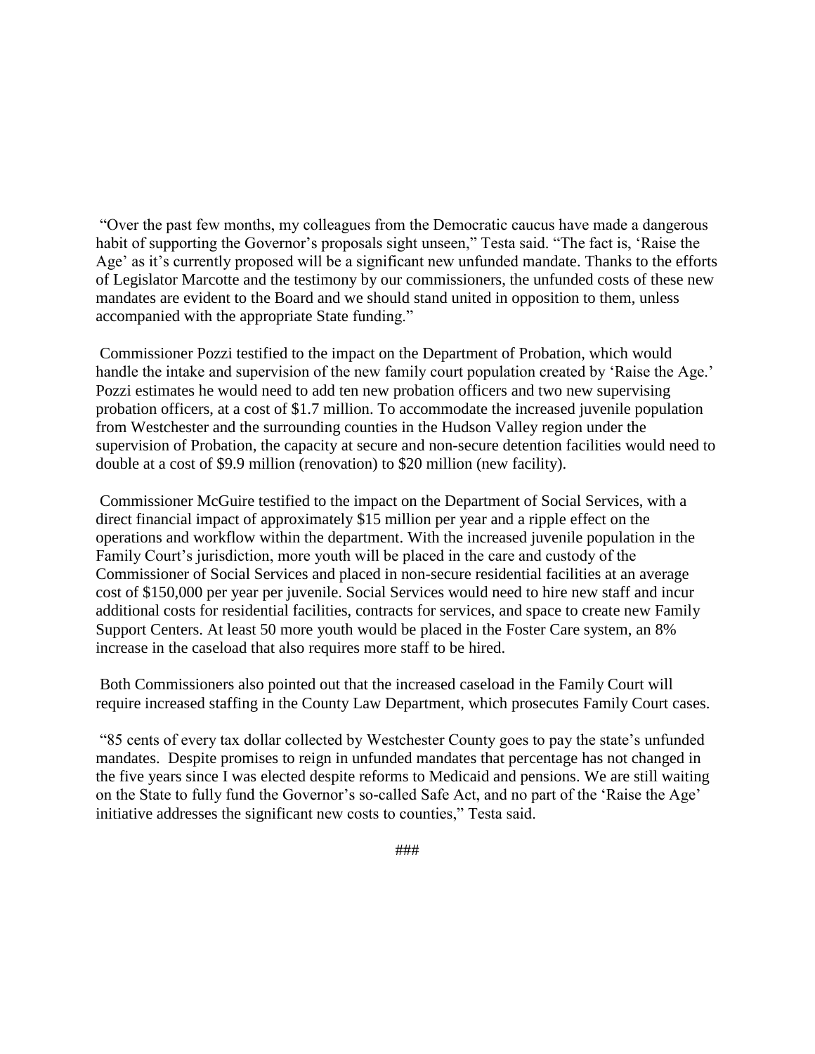"Over the past few months, my colleagues from the Democratic caucus have made a dangerous habit of supporting the Governor's proposals sight unseen," Testa said. "The fact is, 'Raise the Age' as it's currently proposed will be a significant new unfunded mandate. Thanks to the efforts of Legislator Marcotte and the testimony by our commissioners, the unfunded costs of these new mandates are evident to the Board and we should stand united in opposition to them, unless accompanied with the appropriate State funding."

Commissioner Pozzi testified to the impact on the Department of Probation, which would handle the intake and supervision of the new family court population created by 'Raise the Age.' Pozzi estimates he would need to add ten new probation officers and two new supervising probation officers, at a cost of $1.7 million. To accommodate the increased juvenile population from Westchester and the surrounding counties in the Hudson Valley region under the supervision of Probation, the capacity at secure and non-secure detention facilities would need to double at a cost of $9.9 million (renovation) to $20 million (new facility).

Commissioner McGuire testified to the impact on the Department of Social Services, with a direct financial impact of approximately $15 million per year and a ripple effect on the operations and workflow within the department. With the increased juvenile population in the Family Court's jurisdiction, more youth will be placed in the care and custody of the Commissioner of Social Services and placed in non-secure residential facilities at an average cost of $150,000 per year per juvenile. Social Services would need to hire new staff and incur additional costs for residential facilities, contracts for services, and space to create new Family Support Centers. At least 50 more youth would be placed in the Foster Care system, an 8% increase in the caseload that also requires more staff to be hired.

Both Commissioners also pointed out that the increased caseload in the Family Court will require increased staffing in the County Law Department, which prosecutes Family Court cases.

"85 cents of every tax dollar collected by Westchester County goes to pay the state's unfunded mandates. Despite promises to reign in unfunded mandates that percentage has not changed in the five years since I was elected despite reforms to Medicaid and pensions. We are still waiting on the State to fully fund the Governor's so-called Safe Act, and no part of the 'Raise the Age' initiative addresses the significant new costs to counties," Testa said.

###